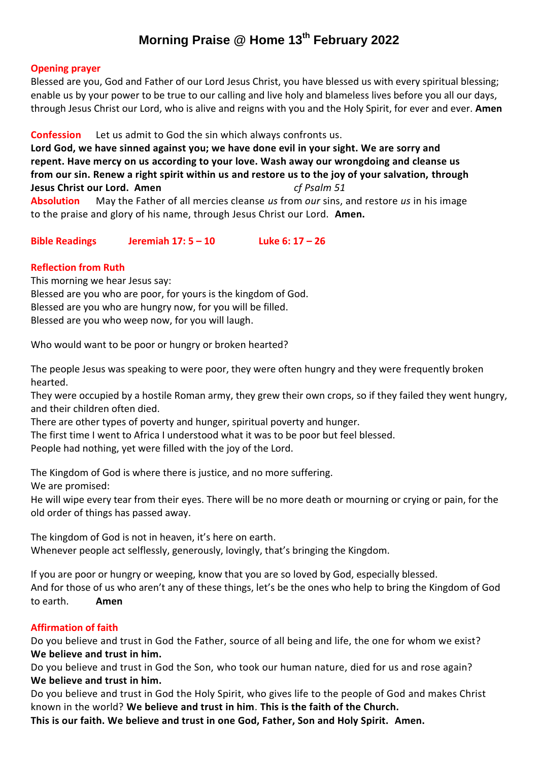# Morning Praise @ Home 13th February 2022

**Opening prayer**

Blessed are you, God and Father of our Lord Jesus Christ, you have blessed us with every spiritual blessing; enable us by your power to be true to our calling and live holy and blameless lives before you all our days, through Jesus Christ our Lord, who is alive and reigns with you and the Holy Spirit, for ever and ever. **Amen**

**Confession** Let us admit to God the sin which always confronts us.

**Lord God, we have sinned against you; we have done evil in your sight. We are sorry and repent. Have mercy on us according to your love. Wash away our wrongdoing and cleanse us from our sin. Renew a right spirit within us and restore us to the joy of your salvation, through Jesus Christ our Lord. Amen** *cf Psalm 51*

**Absolution** May the Father of all mercies cleanse *us* from *our* sins, and restore *us* in his image to the praise and glory of his name, through Jesus Christ our Lord. **Amen.**

**Bible Readings Jeremiah 17: 5 – 10 Luke 6: 17 – 26**

**Reflection from Ruth**

This morning we hear Jesus say:
Blessed are you who are poor, for yours is the kingdom of God.
Blessed are you who are hungry now, for you will be filled.
Blessed are you who weep now, for you will laugh.

Who would want to be poor or hungry or broken hearted?

The people Jesus was speaking to were poor, they were often hungry and they were frequently broken hearted.
They were occupied by a hostile Roman army, they grew their own crops, so if they failed they went hungry, and their children often died.
There are other types of poverty and hunger, spiritual poverty and hunger.
The first time I went to Africa I understood what it was to be poor but feel blessed.
People had nothing, yet were filled with the joy of the Lord.

The Kingdom of God is where there is justice, and no more suffering.
We are promised:
He will wipe every tear from their eyes. There will be no more death or mourning or crying or pain, for the old order of things has passed away.

The kingdom of God is not in heaven, it's here on earth.
Whenever people act selflessly, generously, lovingly, that's bringing the Kingdom.

If you are poor or hungry or weeping, know that you are so loved by God, especially blessed.
And for those of us who aren't any of these things, let's be the ones who help to bring the Kingdom of God to earth. **Amen**

**Affirmation of faith**

Do you believe and trust in God the Father, source of all being and life, the one for whom we exist?
**We believe and trust in him.**
Do you believe and trust in God the Son, who took our human nature, died for us and rose again?
**We believe and trust in him.**
Do you believe and trust in God the Holy Spirit, who gives life to the people of God and makes Christ known in the world? **We believe and trust in him**. **This is the faith of the Church.**
**This is our faith. We believe and trust in one God, Father, Son and Holy Spirit. Amen.**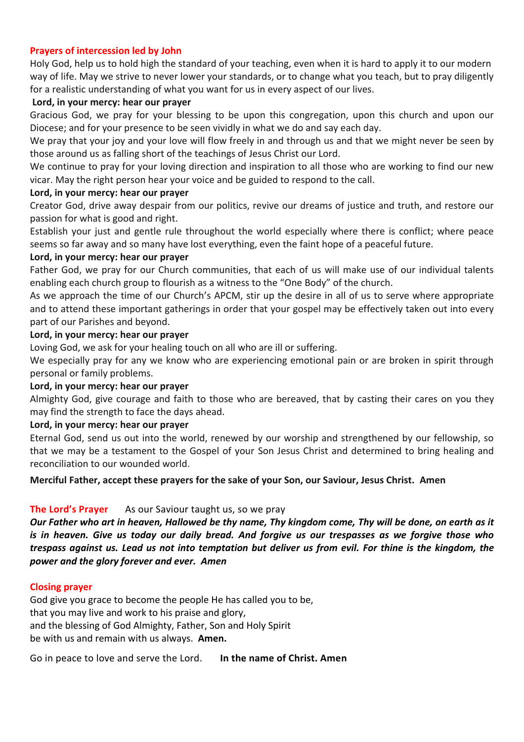## Prayers of intercession led by John

Holy God, help us to hold high the standard of your teaching, even when it is hard to apply it to our modern way of life. May we strive to never lower your standards, or to change what you teach, but to pray diligently for a realistic understanding of what you want for us in every aspect of our lives.

**Lord, in your mercy: hear our prayer**

Gracious God, we pray for your blessing to be upon this congregation, upon this church and upon our Diocese; and for your presence to be seen vividly in what we do and say each day.

We pray that your joy and your love will flow freely in and through us and that we might never be seen by those around us as falling short of the teachings of Jesus Christ our Lord.

We continue to pray for your loving direction and inspiration to all those who are working to find our new vicar. May the right person hear your voice and be guided to respond to the call.

**Lord, in your mercy: hear our prayer**

Creator God, drive away despair from our politics, revive our dreams of justice and truth, and restore our passion for what is good and right.

Establish your just and gentle rule throughout the world especially where there is conflict; where peace seems so far away and so many have lost everything, even the faint hope of a peaceful future.

**Lord, in your mercy: hear our prayer**

Father God, we pray for our Church communities, that each of us will make use of our individual talents enabling each church group to flourish as a witness to the "One Body" of the church.

As we approach the time of our Church's APCM, stir up the desire in all of us to serve where appropriate and to attend these important gatherings in order that your gospel may be effectively taken out into every part of our Parishes and beyond.

**Lord, in your mercy: hear our prayer**

Loving God, we ask for your healing touch on all who are ill or suffering.

We especially pray for any we know who are experiencing emotional pain or are broken in spirit through personal or family problems.

**Lord, in your mercy: hear our prayer**

Almighty God, give courage and faith to those who are bereaved, that by casting their cares on you they may find the strength to face the days ahead.

**Lord, in your mercy: hear our prayer**

Eternal God, send us out into the world, renewed by our worship and strengthened by our fellowship, so that we may be a testament to the Gospel of your Son Jesus Christ and determined to bring healing and reconciliation to our wounded world.

**Merciful Father, accept these prayers for the sake of your Son, our Saviour, Jesus Christ. Amen**

## The Lord's Prayer

As our Saviour taught us, so we pray

***Our Father who art in heaven, Hallowed be thy name, Thy kingdom come, Thy will be done, on earth as it is in heaven. Give us today our daily bread. And forgive us our trespasses as we forgive those who trespass against us. Lead us not into temptation but deliver us from evil. For thine is the kingdom, the power and the glory forever and ever. Amen***

## Closing prayer

God give you grace to become the people He has called you to be,
that you may live and work to his praise and glory,
and the blessing of God Almighty, Father, Son and Holy Spirit
be with us and remain with us always. **Amen.**

Go in peace to love and serve the Lord. **In the name of Christ. Amen**